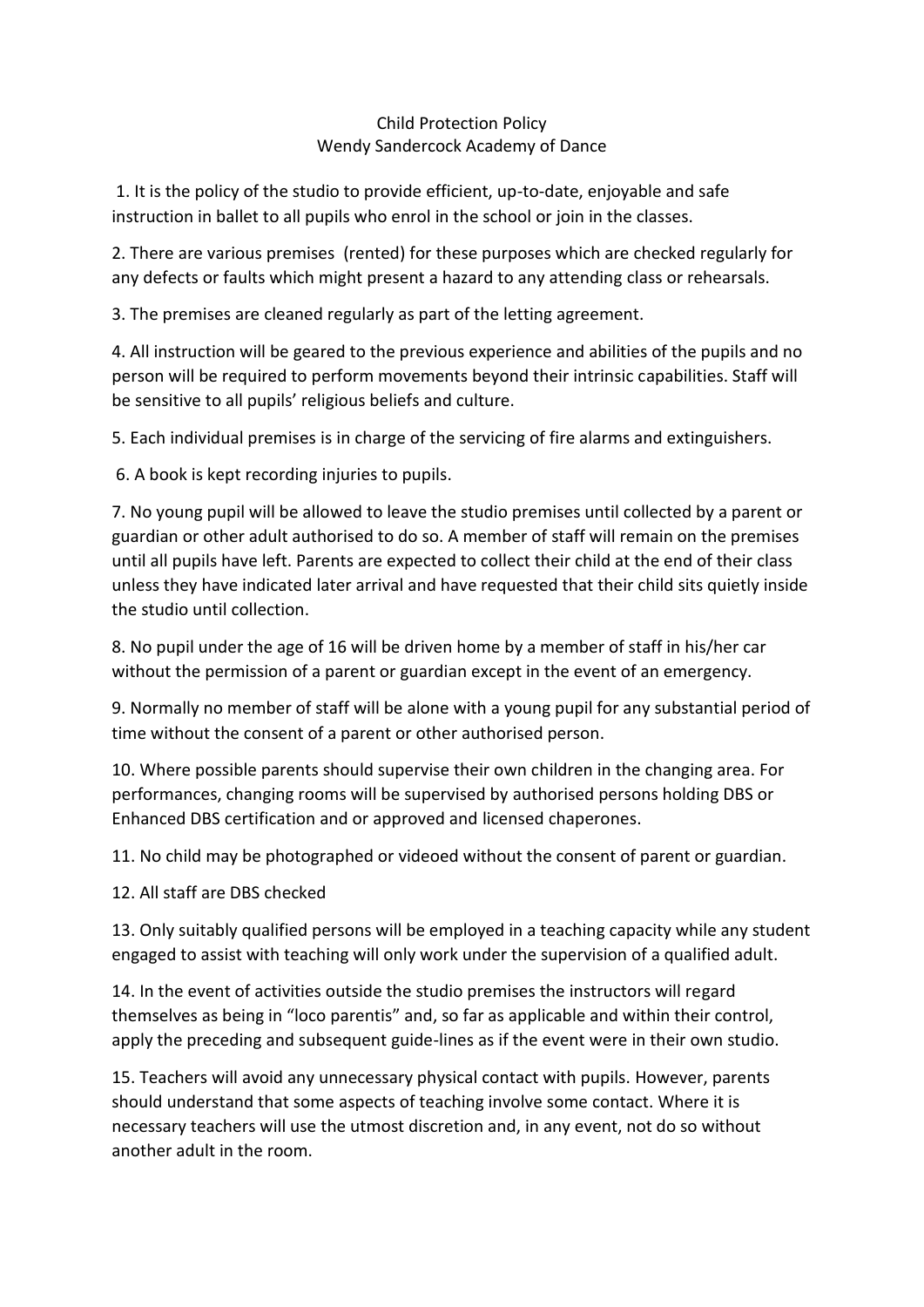# Child Protection Policy

## Wendy Sandercock Academy of Dance

1. It is the policy of the studio to provide efficient, up-to-date, enjoyable and safe instruction in ballet to all pupils who enrol in the school or join in the classes.

2. There are various premises (rented) for these purposes which are checked regularly for any defects or faults which might present a hazard to any attending class or rehearsals.

3. The premises are cleaned regularly as part of the letting agreement.

4. All instruction will be geared to the previous experience and abilities of the pupils and no person will be required to perform movements beyond their intrinsic capabilities. Staff will be sensitive to all pupils' religious beliefs and culture.

5. Each individual premises is in charge of the servicing of fire alarms and extinguishers.

6. A book is kept recording injuries to pupils.

7. No young pupil will be allowed to leave the studio premises until collected by a parent or guardian or other adult authorised to do so. A member of staff will remain on the premises until all pupils have left. Parents are expected to collect their child at the end of their class unless they have indicated later arrival and have requested that their child sits quietly inside the studio until collection.

8. No pupil under the age of 16 will be driven home by a member of staff in his/her car without the permission of a parent or guardian except in the event of an emergency.

9. Normally no member of staff will be alone with a young pupil for any substantial period of time without the consent of a parent or other authorised person.

10. Where possible parents should supervise their own children in the changing area. For performances, changing rooms will be supervised by authorised persons holding DBS or Enhanced DBS certification and or approved and licensed chaperones.

11. No child may be photographed or videoed without the consent of parent or guardian.

12. All staff are DBS checked

13. Only suitably qualified persons will be employed in a teaching capacity while any student engaged to assist with teaching will only work under the supervision of a qualified adult.

14. In the event of activities outside the studio premises the instructors will regard themselves as being in "loco parentis" and, so far as applicable and within their control, apply the preceding and subsequent guide-lines as if the event were in their own studio.

15. Teachers will avoid any unnecessary physical contact with pupils. However, parents should understand that some aspects of teaching involve some contact. Where it is necessary teachers will use the utmost discretion and, in any event, not do so without another adult in the room.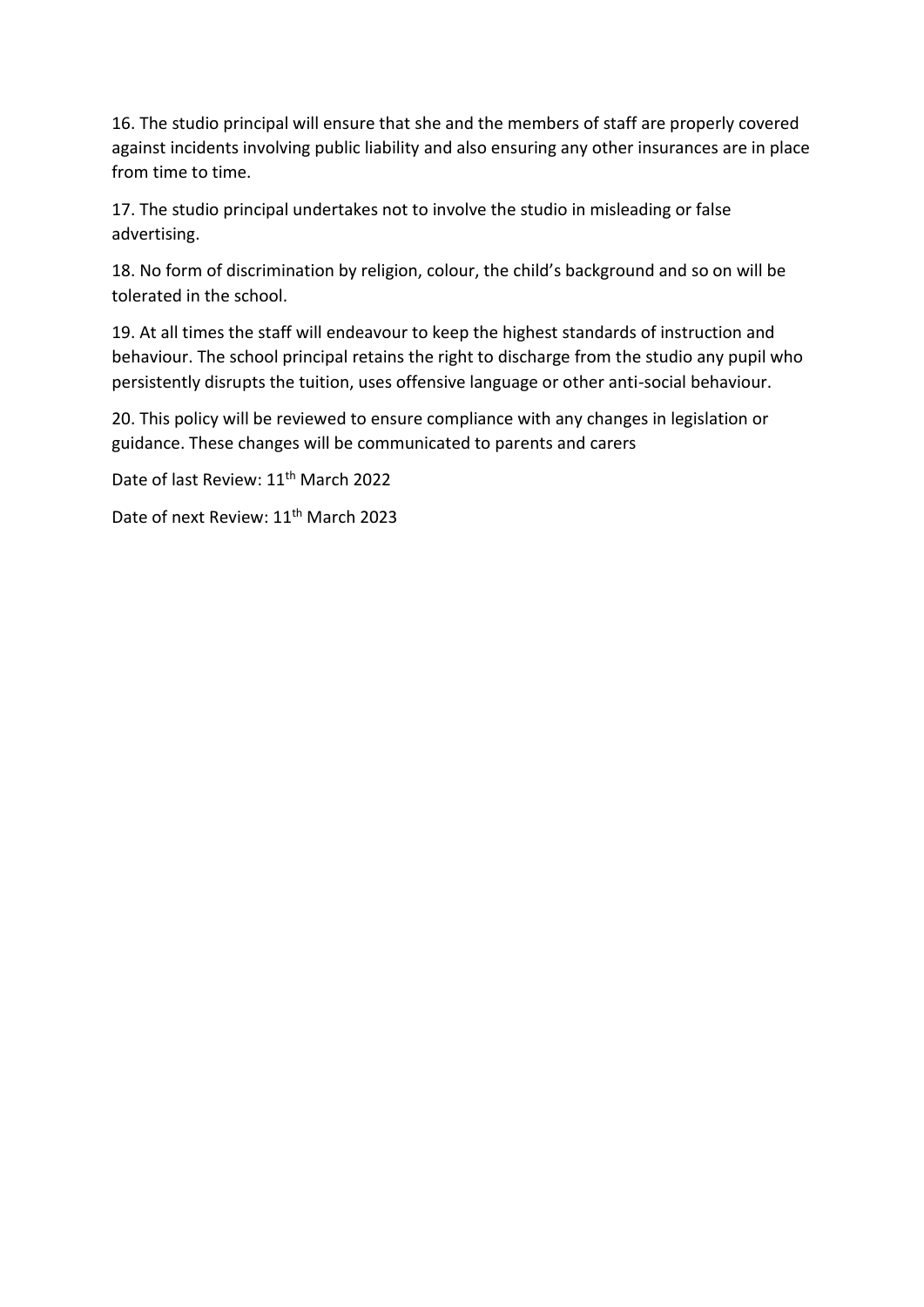16. The studio principal will ensure that she and the members of staff are properly covered against incidents involving public liability and also ensuring any other insurances are in place from time to time.

17. The studio principal undertakes not to involve the studio in misleading or false advertising.

18. No form of discrimination by religion, colour, the child's background and so on will be tolerated in the school.

19. At all times the staff will endeavour to keep the highest standards of instruction and behaviour. The school principal retains the right to discharge from the studio any pupil who persistently disrupts the tuition, uses offensive language or other anti-social behaviour.

20. This policy will be reviewed to ensure compliance with any changes in legislation or guidance. These changes will be communicated to parents and carers

Date of last Review: 11th March 2022

Date of next Review: 11th March 2023